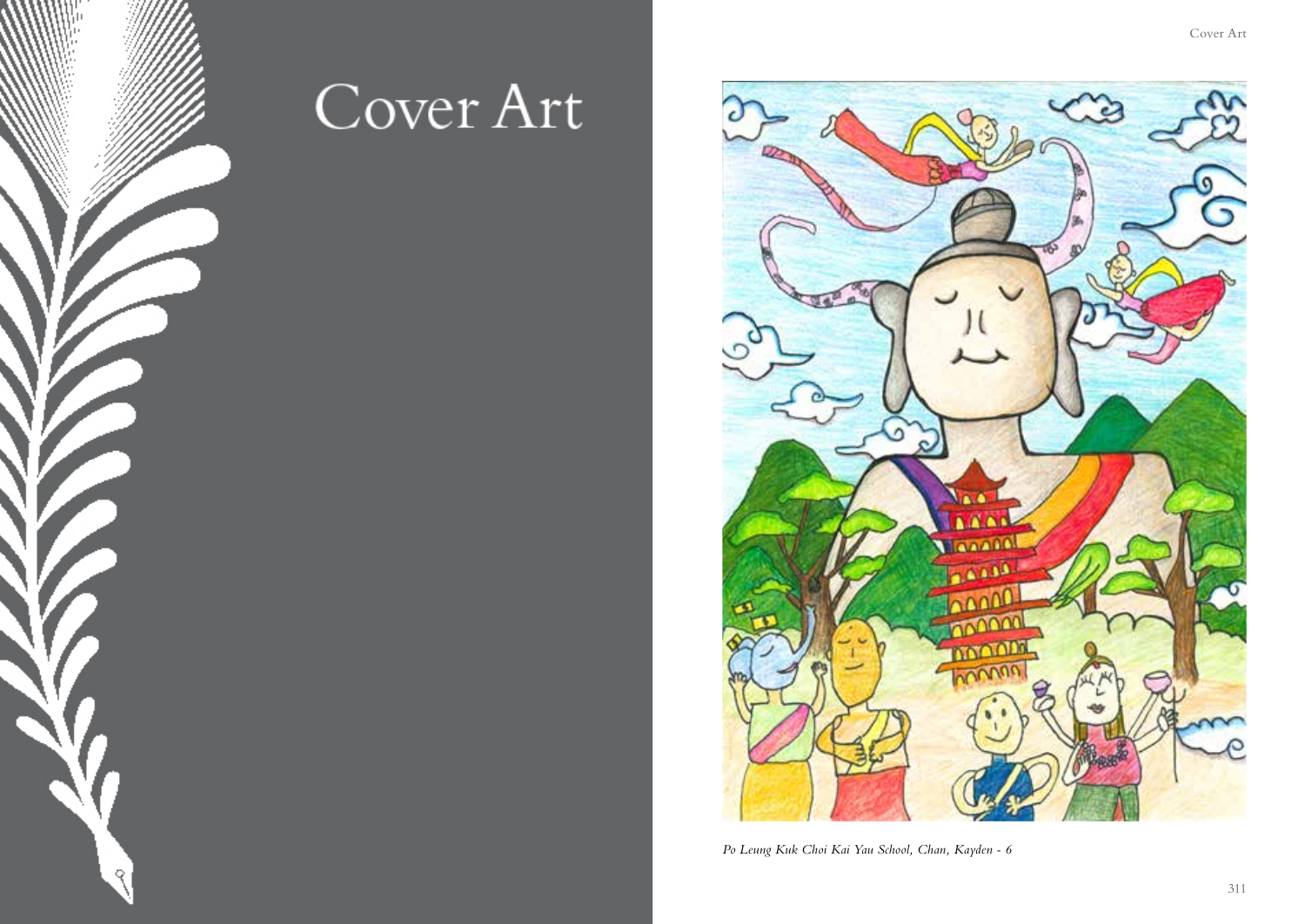# Cover Art

*Po Leung Kuk Choi Kai Yau School, Chan, Kayden - 6*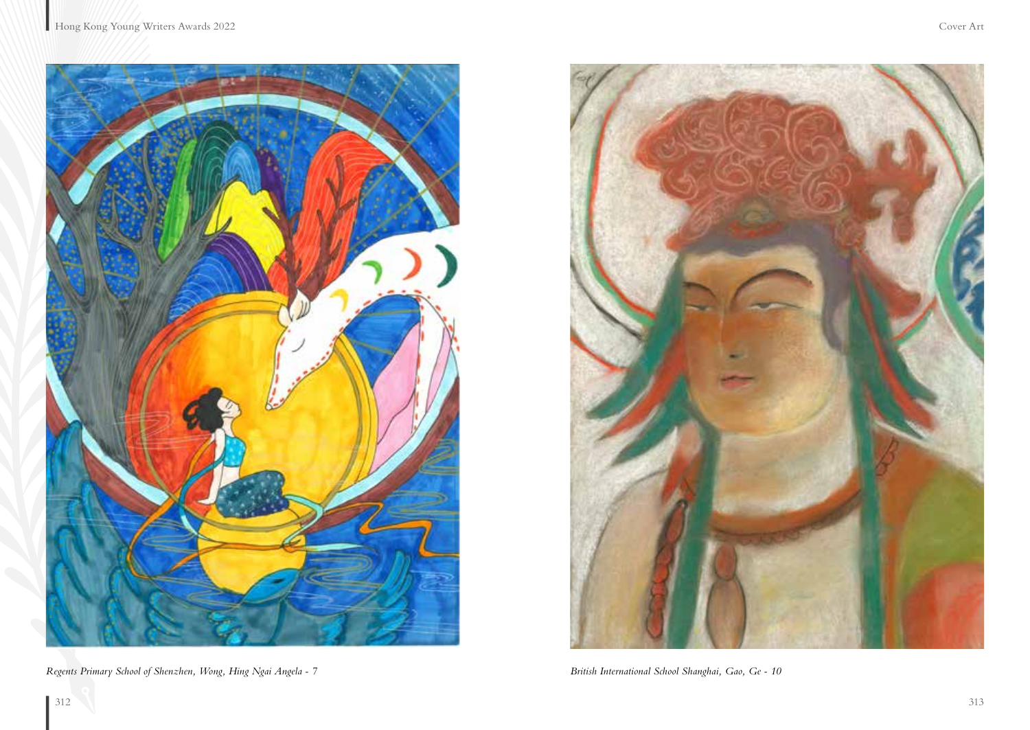*Regents Primary School of Shenzhen, Wong, Hing Ngai Angela - 7*

*British International School Shanghai, Gao, Ge - 10*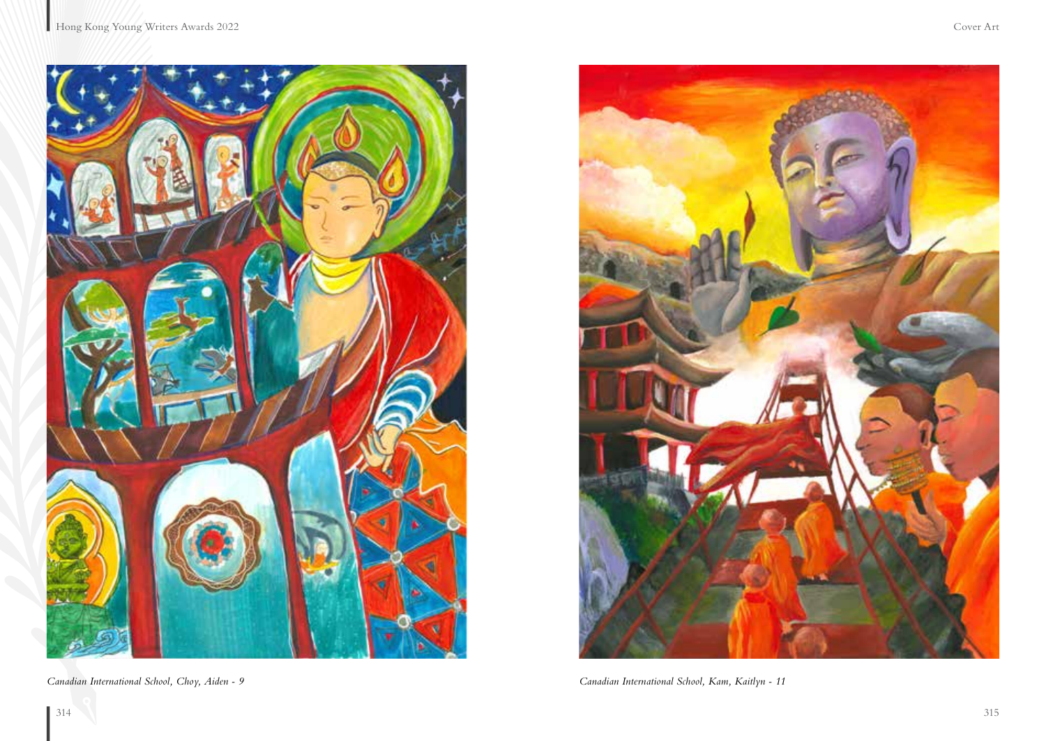*Canadian International School, Choy, Aiden - 9*

*Canadian International School, Kam, Kaitlyn - 11*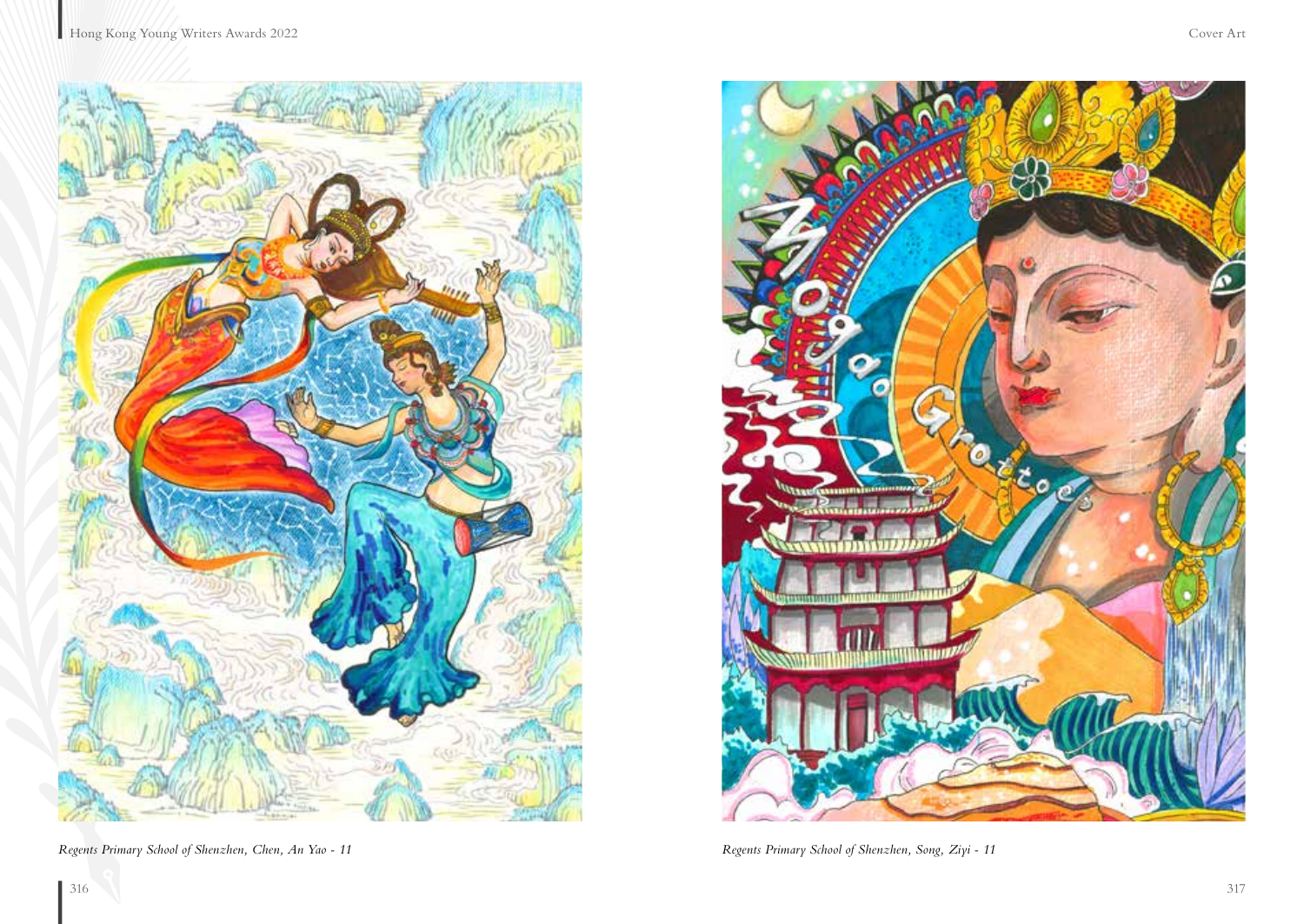*Regents Primary School of Shenzhen, Chen, An Yao - 11*

*Regents Primary School of Shenzhen, Song, Ziyi - 11*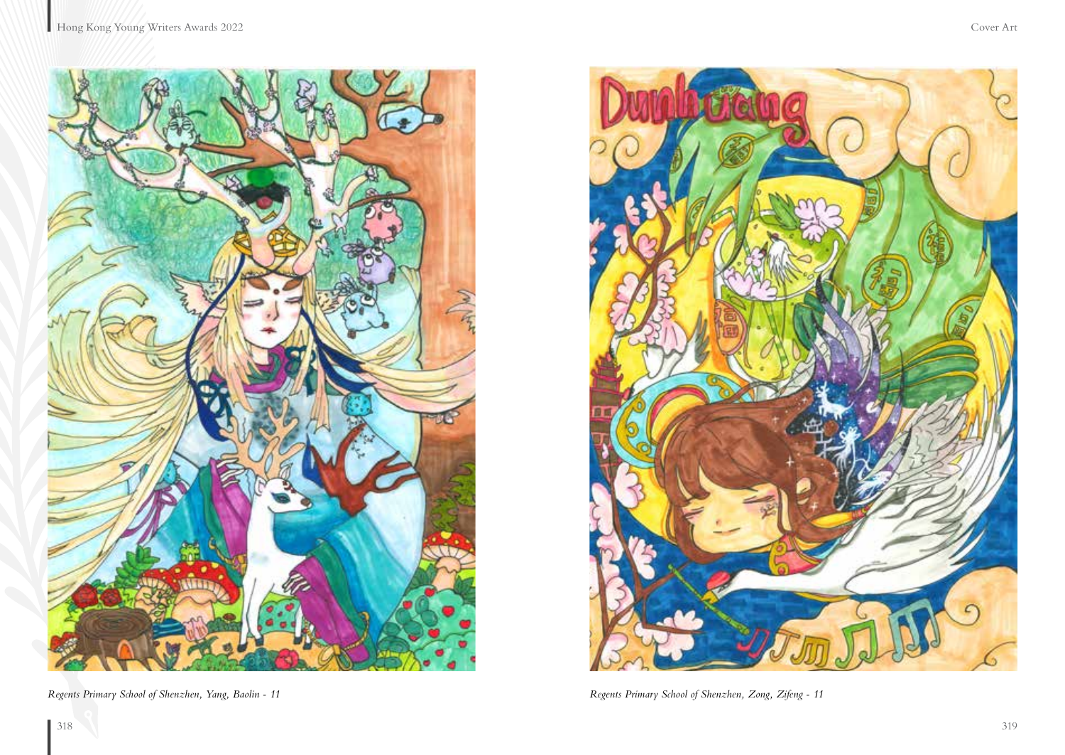Regents Primary School of Shenzhen, Yang, Baolin - 11

Regents Primary School of Shenzhen, Zong, Zifeng - 11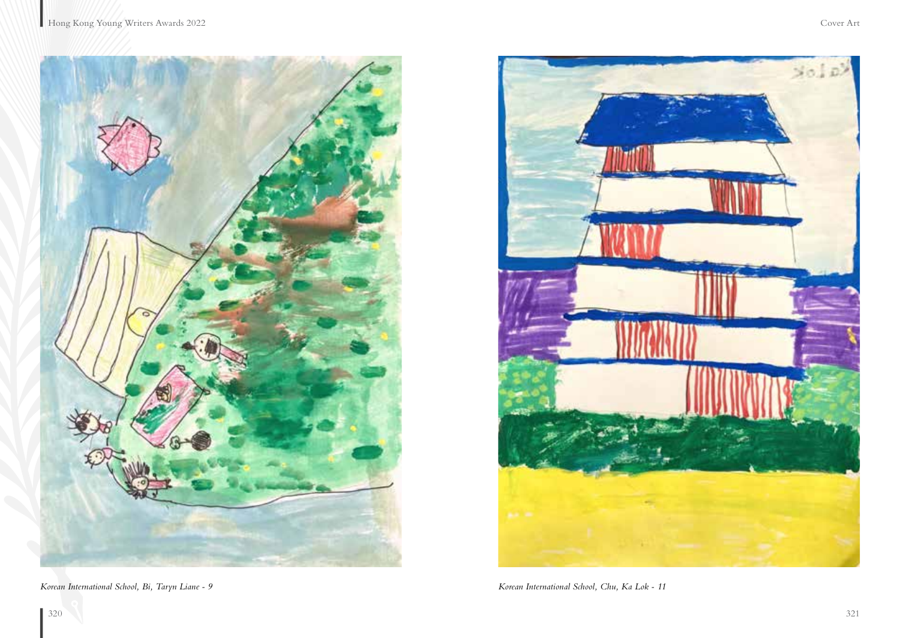*Korean International School, Bi, Taryn Liane - 9*

*Korean International School, Chu, Ka Lok - 11*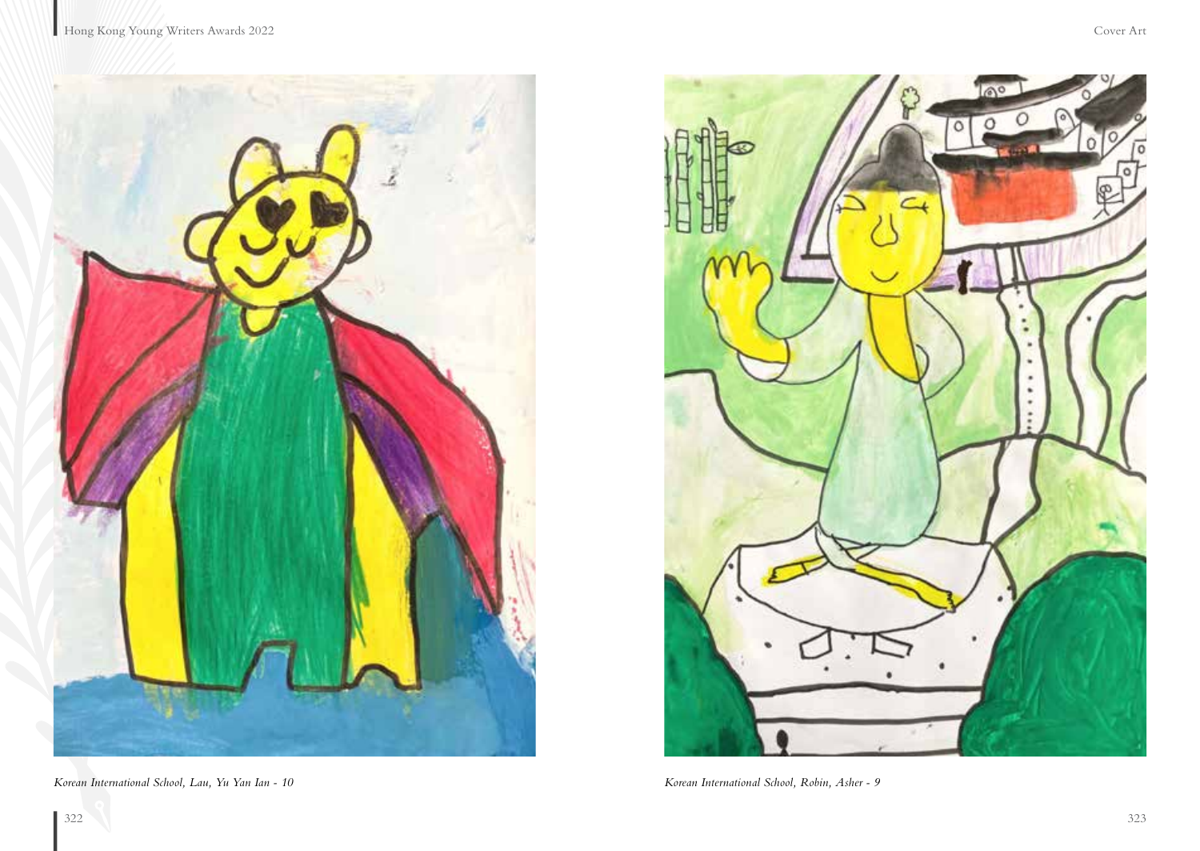Korean International School, Lau, Yu Yan Ian - 10

Korean International School, Robin, Asher - 9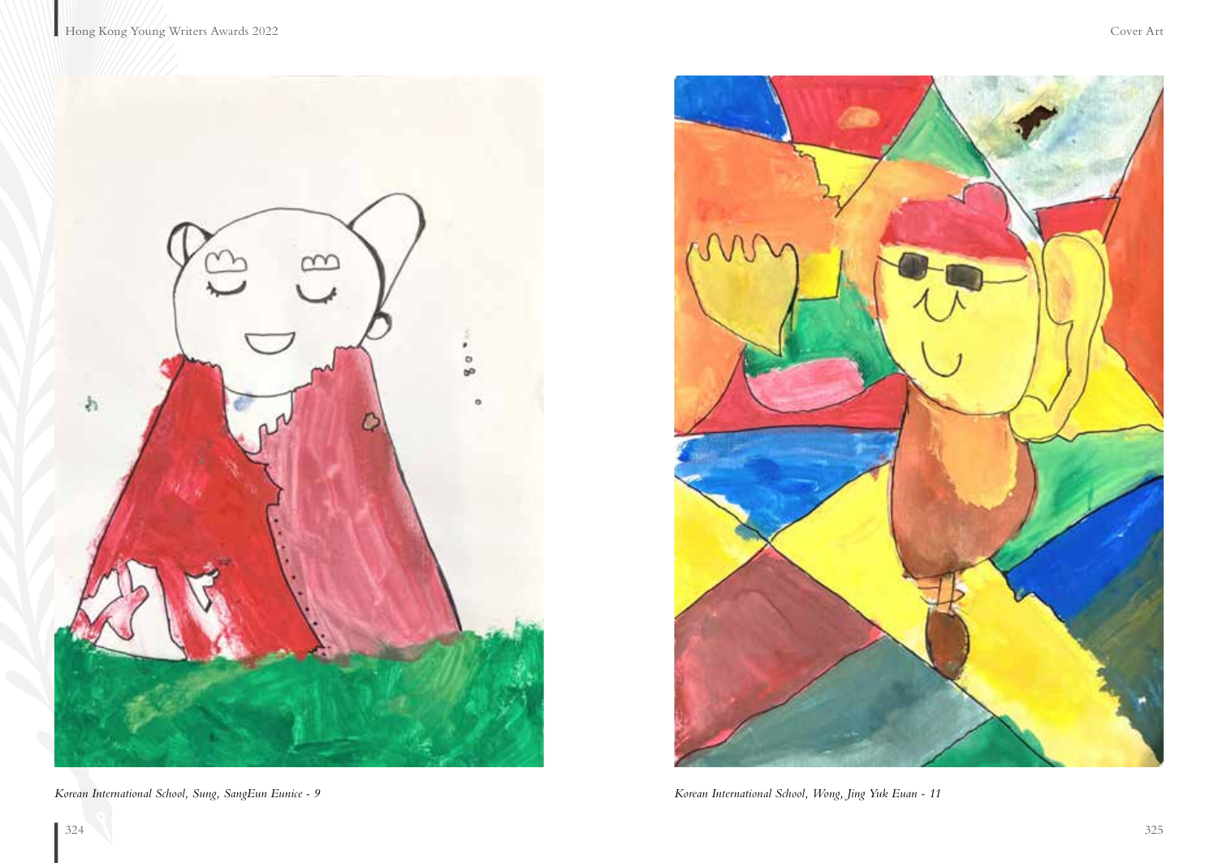*Korean International School, Sung, SangEun Eunice - 9*

*Korean International School, Wong, Jing Yuk Euan - 11*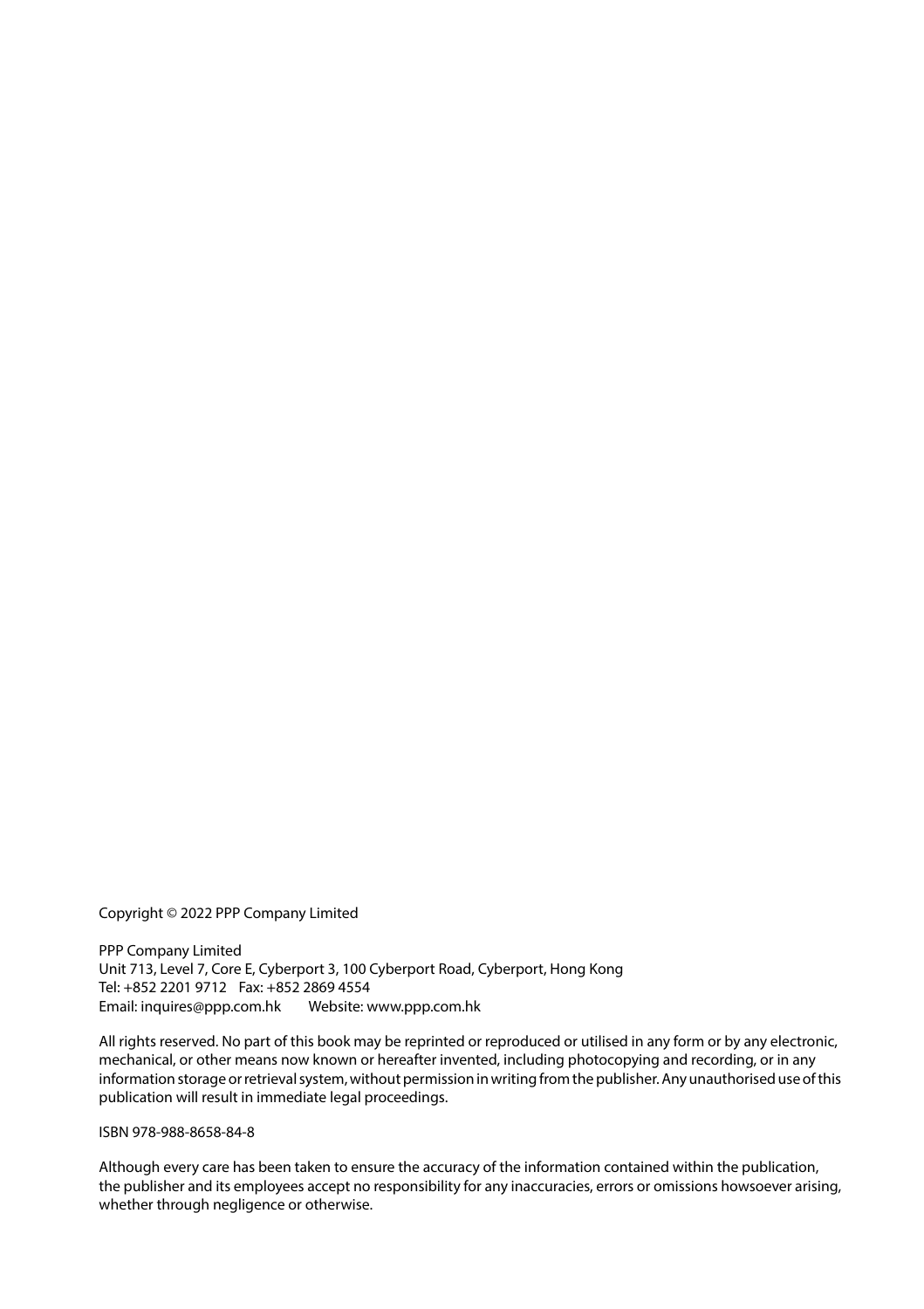Copyright © 2022 PPP Company Limited

PPP Company Limited
Unit 713, Level 7, Core E, Cyberport 3, 100 Cyberport Road, Cyberport, Hong Kong
Tel: +852 2201 9712 Fax: +852 2869 4554
Email: inquires@ppp.com.hk Website: www.ppp.com.hk

All rights reserved. No part of this book may be reprinted or reproduced or utilised in any form or by any electronic, mechanical, or other means now known or hereafter invented, including photocopying and recording, or in any information storage or retrieval system, without permission in writing from the publisher. Any unauthorised use of this publication will result in immediate legal proceedings.

ISBN 978-988-8658-84-8

Although every care has been taken to ensure the accuracy of the information contained within the publication, the publisher and its employees accept no responsibility for any inaccuracies, errors or omissions howsoever arising, whether through negligence or otherwise.